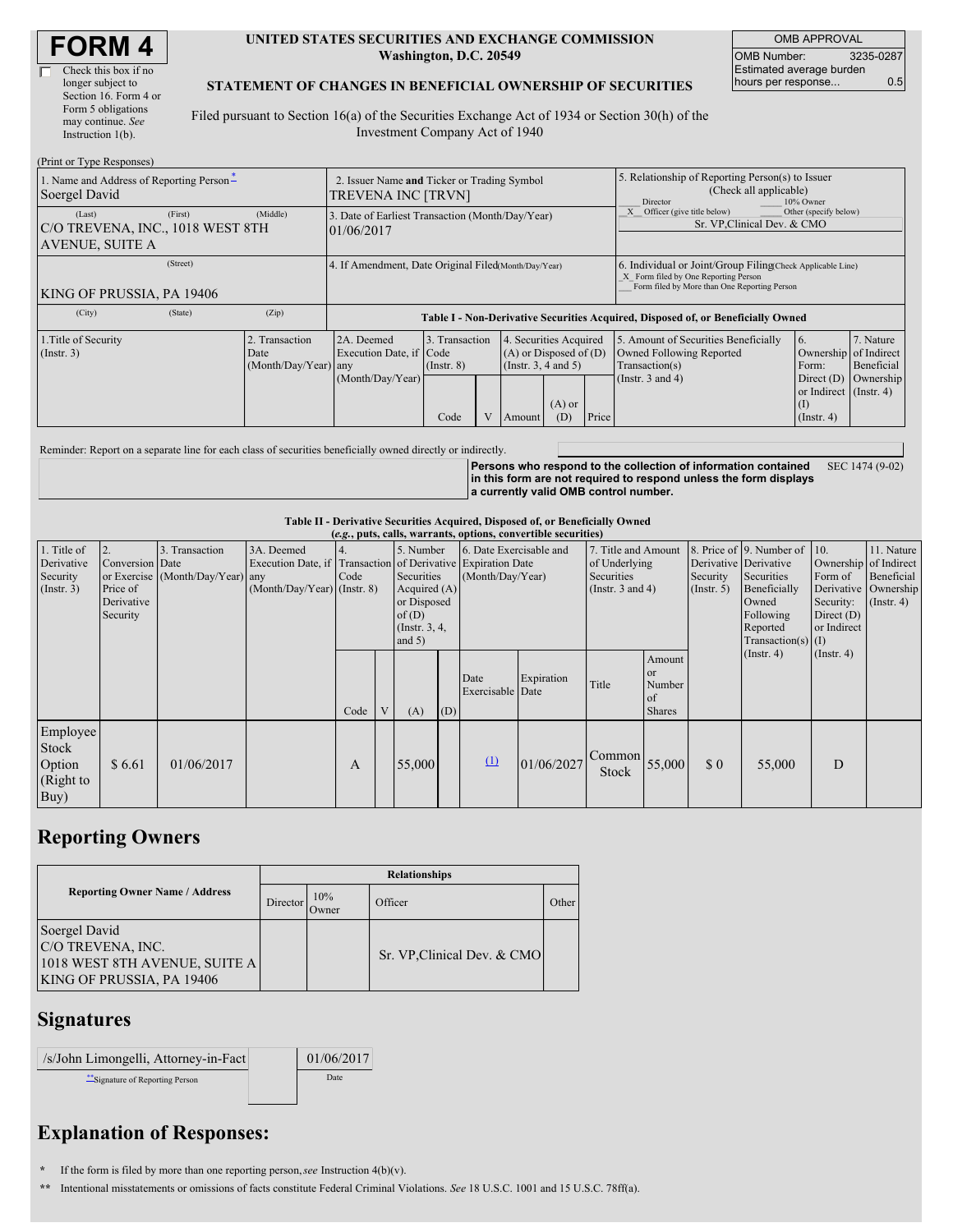# FORM 4

☐ Check this box if no longer subject to Section 16. Form 4 or Form 5 obligations may continue. *See* Instruction 1(b).

**UNITED STATES SECURITIES AND EXCHANGE COMMISSION**
**Washington, D.C. 20549**

**STATEMENT OF CHANGES IN BENEFICIAL OWNERSHIP OF SECURITIES**

Filed pursuant to Section 16(a) of the Securities Exchange Act of 1934 or Section 30(h) of the Investment Company Act of 1940

| OMB APPROVAL | |
|---|---|
| OMB Number: | 3235-0287 |
| Estimated average burden hours per response... | 0.5 |

(Print or Type Responses)

| 1. Name and Address of Reporting Person* | 2. Issuer Name **and** Ticker or Trading Symbol | 5. Relationship of Reporting Person(s) to Issuer (Check all applicable) |
|---|---|---|
| Soergel David | TREVENA INC [TRVN] | ___ Director ___ 10% Owner |
| (Last) (First) (Middle) C/O TREVENA, INC., 1018 WEST 8TH AVENUE, SUITE A | 3. Date of Earliest Transaction (Month/Day/Year) 01/06/2017 | _X_ Officer (give title below) ___ Other (specify below) Sr. VP,Clinical Dev. & CMO |
| (Street) KING OF PRUSSIA, PA 19406 | 4. If Amendment, Date Original Filed (Month/Day/Year) | 6. Individual or Joint/Group Filing (Check Applicable Line) _X_ Form filed by One Reporting Person ___ Form filed by More than One Reporting Person |
| (City) (State) (Zip) | | |

**Table I - Non-Derivative Securities Acquired, Disposed of, or Beneficially Owned**

| 1.Title of Security (Instr. 3) | 2. Transaction Date (Month/Day/Year) | 2A. Deemed Execution Date, if any (Month/Day/Year) | 3. Transaction Code (Instr. 8) | | 4. Securities Acquired (A) or Disposed of (D) (Instr. 3, 4 and 5) | | | 5. Amount of Securities Beneficially Owned Following Reported Transaction(s) (Instr. 3 and 4) | 6. Ownership Form: Direct (D) or Indirect (I) (Instr. 4) | 7. Nature of Indirect Beneficial Ownership (Instr. 4) |
|---|---|---|---|---|---|---|---|---|---|---|
| | | | Code | V | Amount | (A) or (D) | Price | | | |

Reminder: Report on a separate line for each class of securities beneficially owned directly or indirectly.

**Persons who respond to the collection of information contained in this form are not required to respond unless the form displays a currently valid OMB control number.** SEC 1474 (9-02)

**Table II - Derivative Securities Acquired, Disposed of, or Beneficially Owned**
**(*e.g.*, puts, calls, warrants, options, convertible securities)**

| 1. Title of Derivative Security (Instr. 3) | 2. Conversion or Exercise Price of Derivative Security | 3. Transaction Date (Month/Day/Year) | 3A. Deemed Execution Date, if any (Month/Day/Year) | 4. Transaction Code (Instr. 8) | | 5. Number of Derivative Securities Acquired (A) or Disposed of (D) (Instr. 3, 4, and 5) | | 6. Date Exercisable and Expiration Date (Month/Day/Year) | | 7. Title and Amount of Underlying Securities (Instr. 3 and 4) | | 8. Price of Derivative Security (Instr. 5) | 9. Number of Derivative Securities Beneficially Owned Following Reported Transaction(s) (Instr. 4) | 10. Ownership Form of Derivative Security: Direct (D) or Indirect (I) (Instr. 4) | 11. Nature of Indirect Beneficial Ownership (Instr. 4) |
|---|---|---|---|---|---|---|---|---|---|---|---|---|---|---|---|
| | | | | Code | V | (A) | (D) | Date Exercisable | Expiration Date | Title | Amount or Number of Shares | | | | |
| Employee Stock Option (Right to Buy) | $ 6.61 | 01/06/2017 | | A | | 55,000 | | (1) | 01/06/2027 | Common Stock | 55,000 | $ 0 | 55,000 | D | |

## Reporting Owners

| Reporting Owner Name / Address | Relationships | | | |
|---|---|---|---|---|
| | Director | 10% Owner | Officer | Other |
| Soergel David C/O TREVENA, INC. 1018 WEST 8TH AVENUE, SUITE A KING OF PRUSSIA, PA 19406 | | | Sr. VP,Clinical Dev. & CMO | |

## Signatures

| /s/John Limongelli, Attorney-in-Fact | 01/06/2017 |
|---|---|
| **Signature of Reporting Person | Date |

## Explanation of Responses:

\* If the form is filed by more than one reporting person, *see* Instruction 4(b)(v).

\*\* Intentional misstatements or omissions of facts constitute Federal Criminal Violations. *See* 18 U.S.C. 1001 and 15 U.S.C. 78ff(a).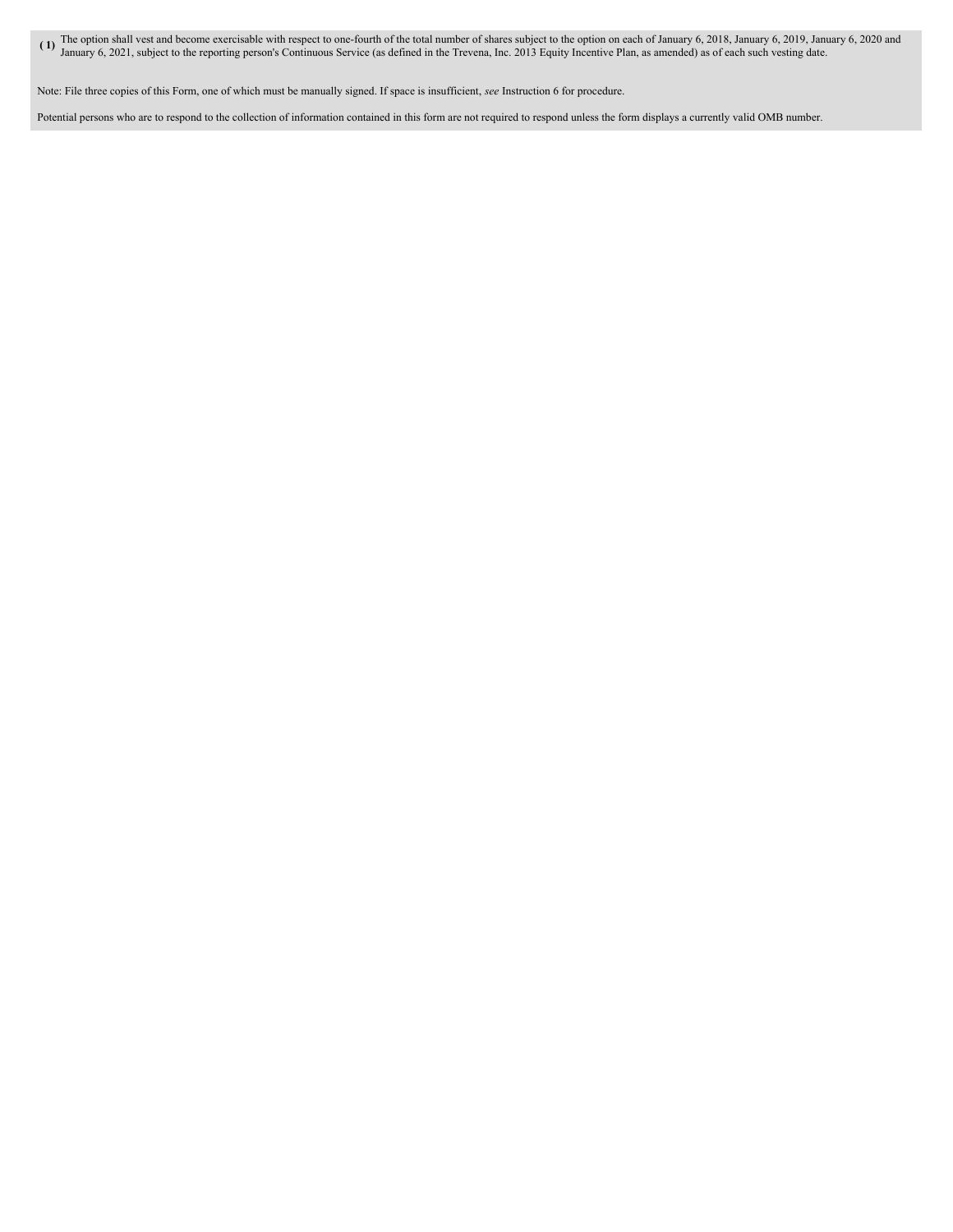(1) The option shall vest and become exercisable with respect to one-fourth of the total number of shares subject to the option on each of January 6, 2018, January 6, 2019, January 6, 2020 and January 6, 2021, subject to the reporting person's Continuous Service (as defined in the Trevena, Inc. 2013 Equity Incentive Plan, as amended) as of each such vesting date.

Note: File three copies of this Form, one of which must be manually signed. If space is insufficient, *see* Instruction 6 for procedure.

Potential persons who are to respond to the collection of information contained in this form are not required to respond unless the form displays a currently valid OMB number.